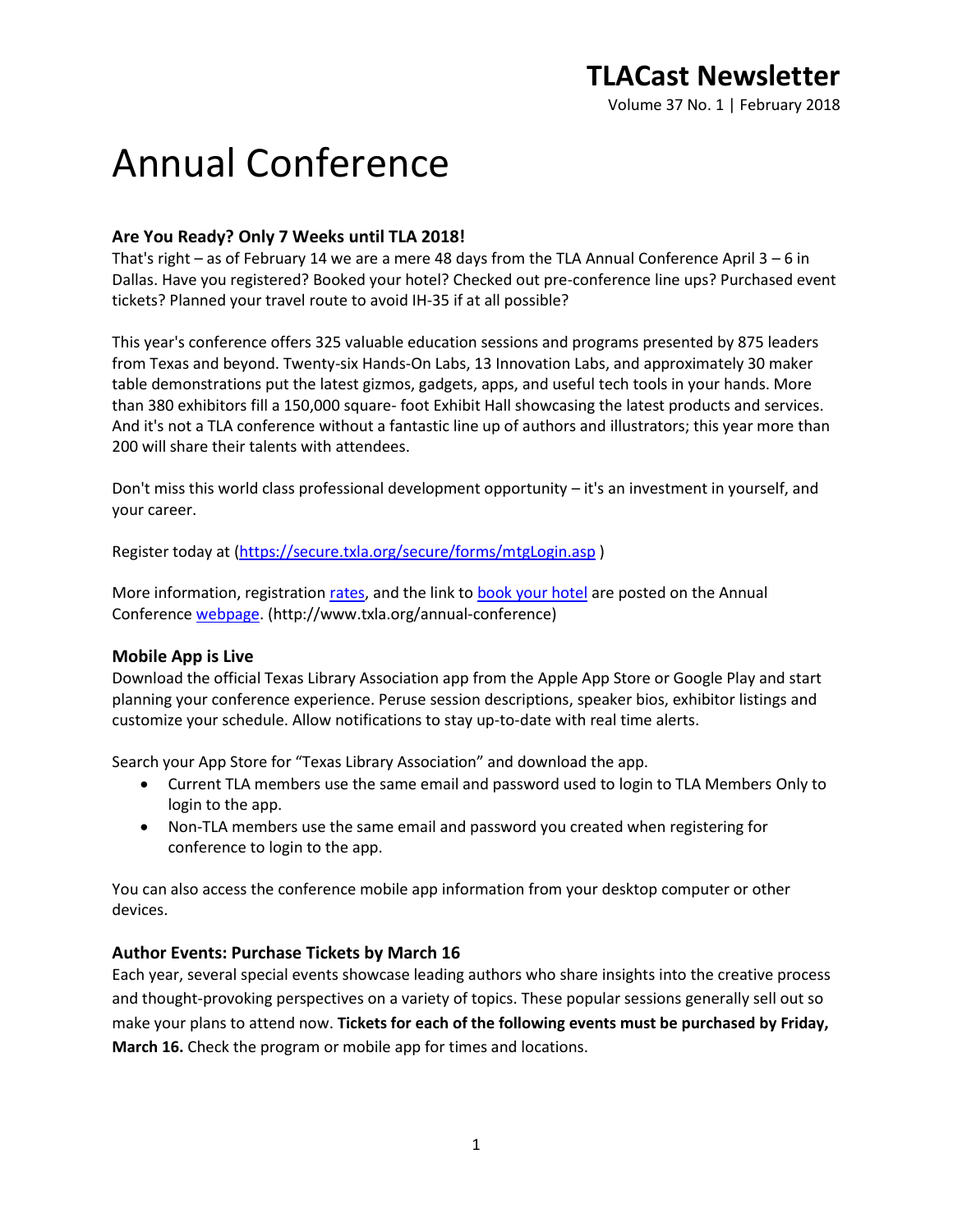# TLACast Newsletter

Volume 37 No. 1 | February 2018

# Annual Conference

### Are You Ready? Only 7 Weeks until TLA 2018!

That's right – as of February 14 we are a mere 48 days from the TLA Annual Conference April 3 – 6 in Dallas. Have you registered? Booked your hotel? Checked out pre-conference line ups? Purchased event tickets? Planned your travel route to avoid IH-35 if at all possible?

This year's conference offers 325 valuable education sessions and programs presented by 875 leaders from Texas and beyond. Twenty-six Hands-On Labs, 13 Innovation Labs, and approximately 30 maker table demonstrations put the latest gizmos, gadgets, apps, and useful tech tools in your hands. More than 380 exhibitors fill a 150,000 square- foot Exhibit Hall showcasing the latest products and services. And it's not a TLA conference without a fantastic line up of authors and illustrators; this year more than 200 will share their talents with attendees.

Don't miss this world class professional development opportunity – it's an investment in yourself, and your career.

Register today at (https://secure.txla.org/secure/forms/mtgLogin.asp )

More information, registration rates, and the link to book your hotel are posted on the Annual Conference webpage. (http://www.txla.org/annual-conference)

### Mobile App is Live

Download the official Texas Library Association app from the Apple App Store or Google Play and start planning your conference experience. Peruse session descriptions, speaker bios, exhibitor listings and customize your schedule. Allow notifications to stay up-to-date with real time alerts.

Search your App Store for "Texas Library Association" and download the app.

- Current TLA members use the same email and password used to login to TLA Members Only to login to the app.
- Non-TLA members use the same email and password you created when registering for conference to login to the app.

You can also access the conference mobile app information from your desktop computer or other devices.

### Author Events: Purchase Tickets by March 16

Each year, several special events showcase leading authors who share insights into the creative process and thought-provoking perspectives on a variety of topics. These popular sessions generally sell out so make your plans to attend now. **Tickets for each of the following events must be purchased by Friday, March 16.** Check the program or mobile app for times and locations.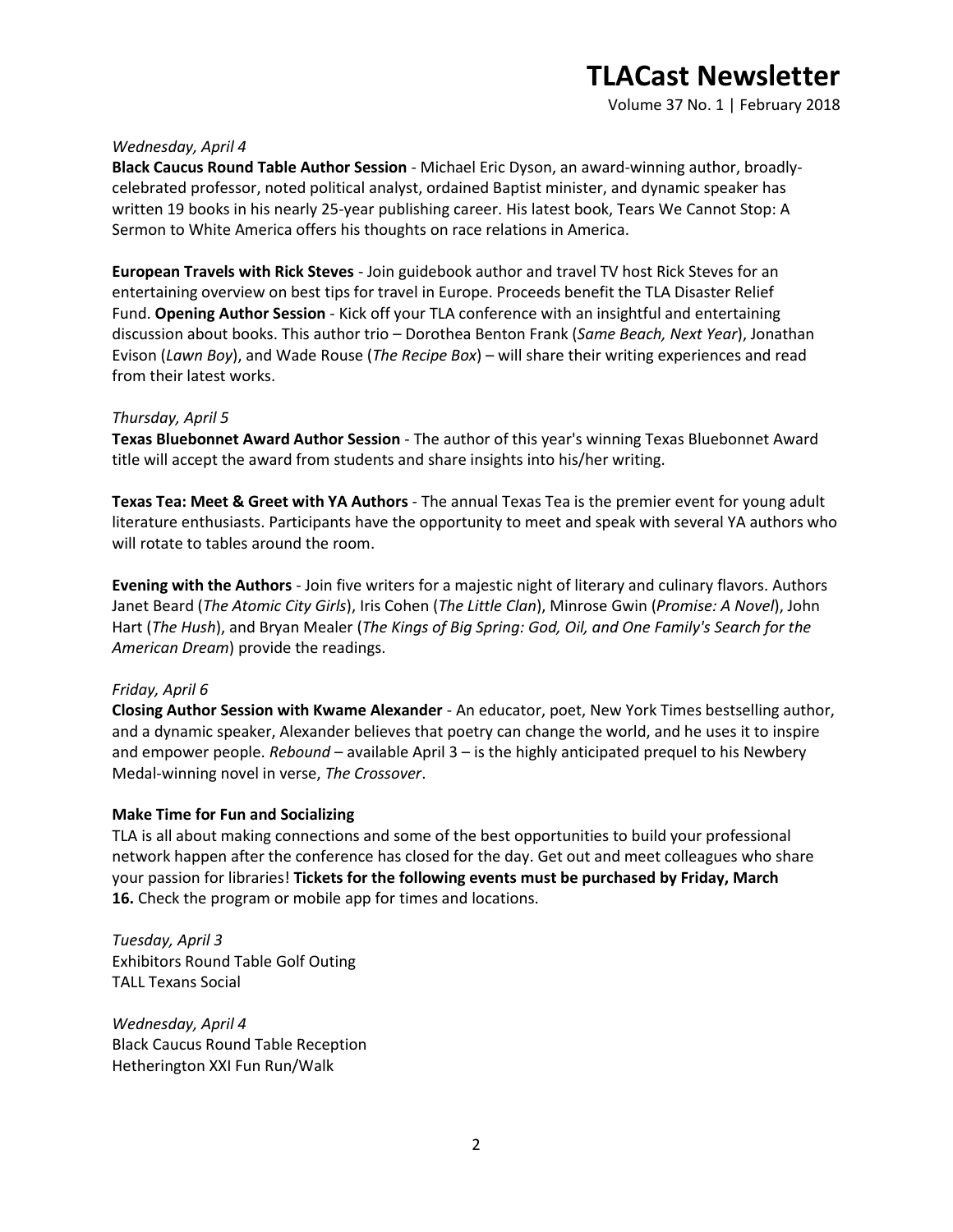*Wednesday, April 4*
**Black Caucus Round Table Author Session** - Michael Eric Dyson, an award-winning author, broadly-celebrated professor, noted political analyst, ordained Baptist minister, and dynamic speaker has written 19 books in his nearly 25-year publishing career. His latest book, Tears We Cannot Stop: A Sermon to White America offers his thoughts on race relations in America.

**European Travels with Rick Steves** - Join guidebook author and travel TV host Rick Steves for an entertaining overview on best tips for travel in Europe. Proceeds benefit the TLA Disaster Relief Fund. **Opening Author Session** - Kick off your TLA conference with an insightful and entertaining discussion about books. This author trio – Dorothea Benton Frank (*Same Beach, Next Year*), Jonathan Evison (*Lawn Boy*), and Wade Rouse (*The Recipe Box*) – will share their writing experiences and read from their latest works.

*Thursday, April 5*
**Texas Bluebonnet Award Author Session** - The author of this year's winning Texas Bluebonnet Award title will accept the award from students and share insights into his/her writing.

**Texas Tea: Meet & Greet with YA Authors** - The annual Texas Tea is the premier event for young adult literature enthusiasts. Participants have the opportunity to meet and speak with several YA authors who will rotate to tables around the room.

**Evening with the Authors** - Join five writers for a majestic night of literary and culinary flavors. Authors Janet Beard (*The Atomic City Girls*), Iris Cohen (*The Little Clan*), Minrose Gwin (*Promise: A Novel*), John Hart (*The Hush*), and Bryan Mealer (*The Kings of Big Spring: God, Oil, and One Family's Search for the American Dream*) provide the readings.

*Friday, April 6*
**Closing Author Session with Kwame Alexander** - An educator, poet, New York Times bestselling author, and a dynamic speaker, Alexander believes that poetry can change the world, and he uses it to inspire and empower people. *Rebound* – available April 3 – is the highly anticipated prequel to his Newbery Medal-winning novel in verse, *The Crossover*.

**Make Time for Fun and Socializing**

TLA is all about making connections and some of the best opportunities to build your professional network happen after the conference has closed for the day. Get out and meet colleagues who share your passion for libraries! **Tickets for the following events must be purchased by Friday, March 16.** Check the program or mobile app for times and locations.

*Tuesday, April 3*
Exhibitors Round Table Golf Outing
TALL Texans Social

*Wednesday, April 4*
Black Caucus Round Table Reception
Hetherington XXI Fun Run/Walk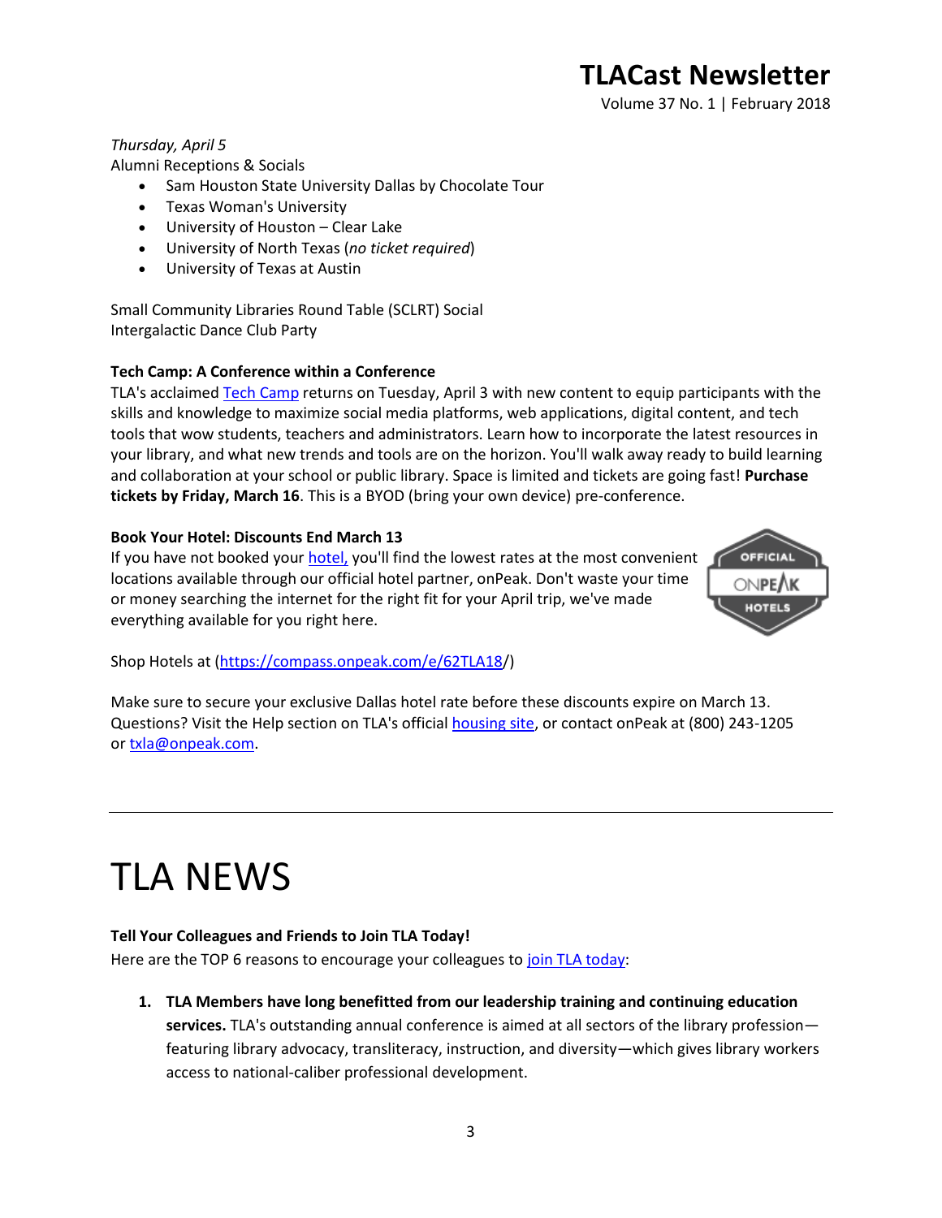*Thursday, April 5*
Alumni Receptions & Socials

- Sam Houston State University Dallas by Chocolate Tour
- Texas Woman's University
- University of Houston – Clear Lake
- University of North Texas (*no ticket required*)
- University of Texas at Austin

Small Community Libraries Round Table (SCLRT) Social
Intergalactic Dance Club Party

**Tech Camp: A Conference within a Conference**
TLA's acclaimed Tech Camp returns on Tuesday, April 3 with new content to equip participants with the skills and knowledge to maximize social media platforms, web applications, digital content, and tech tools that wow students, teachers and administrators. Learn how to incorporate the latest resources in your library, and what new trends and tools are on the horizon. You'll walk away ready to build learning and collaboration at your school or public library. Space is limited and tickets are going fast! **Purchase tickets by Friday, March 16**. This is a BYOD (bring your own device) pre-conference.

**Book Your Hotel: Discounts End March 13**
If you have not booked your hotel, you'll find the lowest rates at the most convenient locations available through our official hotel partner, onPeak. Don't waste your time or money searching the internet for the right fit for your April trip, we've made everything available for you right here.

Shop Hotels at (https://compass.onpeak.com/e/62TLA18/)

Make sure to secure your exclusive Dallas hotel rate before these discounts expire on March 13. Questions? Visit the Help section on TLA's official housing site, or contact onPeak at (800) 243-1205 or txla@onpeak.com.

---

# TLA NEWS

**Tell Your Colleagues and Friends to Join TLA Today!**
Here are the TOP 6 reasons to encourage your colleagues to join TLA today:

1. **TLA Members have long benefitted from our leadership training and continuing education services.** TLA's outstanding annual conference is aimed at all sectors of the library profession—featuring library advocacy, transliteracy, instruction, and diversity—which gives library workers access to national-caliber professional development.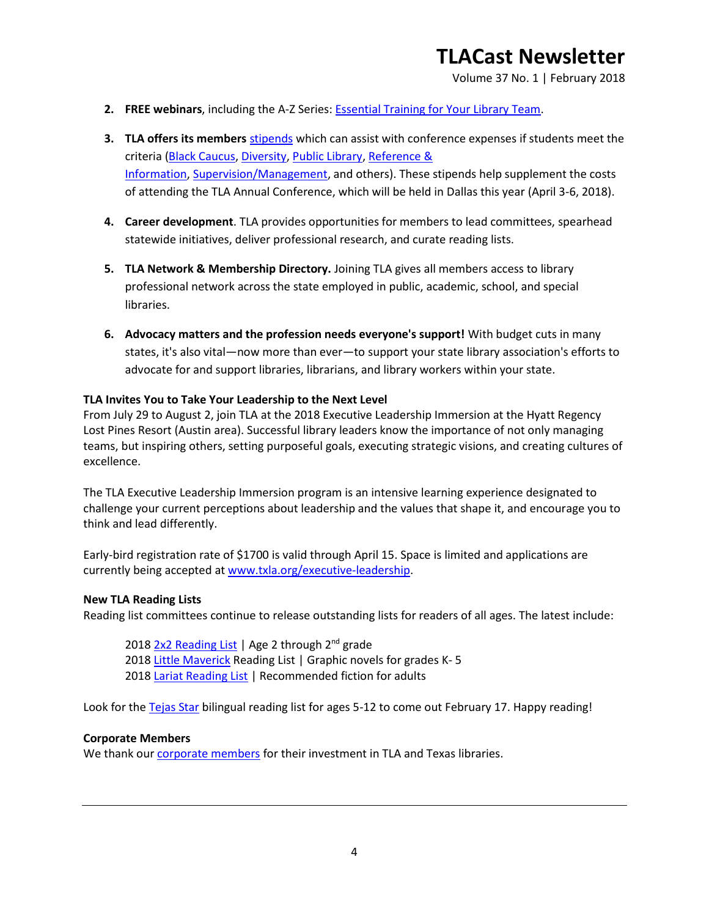2. **FREE webinars**, including the A-Z Series: Essential Training for Your Library Team.

3. **TLA offers its members** stipends which can assist with conference expenses if students meet the criteria (Black Caucus, Diversity, Public Library, Reference & Information, Supervision/Management, and others). These stipends help supplement the costs of attending the TLA Annual Conference, which will be held in Dallas this year (April 3-6, 2018).

4. **Career development**. TLA provides opportunities for members to lead committees, spearhead statewide initiatives, deliver professional research, and curate reading lists.

5. **TLA Network & Membership Directory.** Joining TLA gives all members access to library professional network across the state employed in public, academic, school, and special libraries.

6. **Advocacy matters and the profession needs everyone's support!** With budget cuts in many states, it's also vital—now more than ever—to support your state library association's efforts to advocate for and support libraries, librarians, and library workers within your state.

**TLA Invites You to Take Your Leadership to the Next Level**

From July 29 to August 2, join TLA at the 2018 Executive Leadership Immersion at the Hyatt Regency Lost Pines Resort (Austin area). Successful library leaders know the importance of not only managing teams, but inspiring others, setting purposeful goals, executing strategic visions, and creating cultures of excellence.

The TLA Executive Leadership Immersion program is an intensive learning experience designated to challenge your current perceptions about leadership and the values that shape it, and encourage you to think and lead differently.

Early-bird registration rate of $1700 is valid through April 15. Space is limited and applications are currently being accepted at www.txla.org/executive-leadership.

**New TLA Reading Lists**

Reading list committees continue to release outstanding lists for readers of all ages. The latest include:

2018 2x2 Reading List | Age 2 through 2nd grade
2018 Little Maverick Reading List | Graphic novels for grades K- 5
2018 Lariat Reading List | Recommended fiction for adults

Look for the Tejas Star bilingual reading list for ages 5-12 to come out February 17. Happy reading!

**Corporate Members**

We thank our corporate members for their investment in TLA and Texas libraries.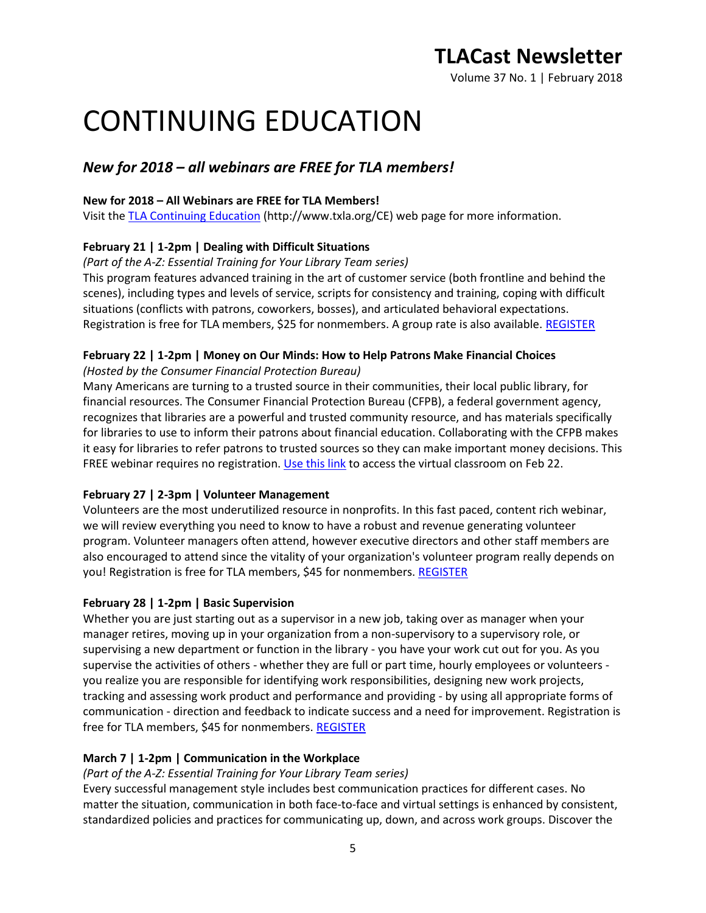# CONTINUING EDUCATION

## *New for 2018 – all webinars are FREE for TLA members!*

**New for 2018 – All Webinars are FREE for TLA Members!**
Visit the [TLA Continuing Education](http://www.txla.org/CE) (http://www.txla.org/CE) web page for more information.

**February 21 | 1-2pm | Dealing with Difficult Situations**
*(Part of the A-Z: Essential Training for Your Library Team series)*
This program features advanced training in the art of customer service (both frontline and behind the scenes), including types and levels of service, scripts for consistency and training, coping with difficult situations (conflicts with patrons, coworkers, bosses), and articulated behavioral expectations. Registration is free for TLA members, $25 for nonmembers. A group rate is also available. REGISTER

**February 22 | 1-2pm | Money on Our Minds: How to Help Patrons Make Financial Choices**
*(Hosted by the Consumer Financial Protection Bureau)*
Many Americans are turning to a trusted source in their communities, their local public library, for financial resources. The Consumer Financial Protection Bureau (CFPB), a federal government agency, recognizes that libraries are a powerful and trusted community resource, and has materials specifically for libraries to use to inform their patrons about financial education. Collaborating with the CFPB makes it easy for libraries to refer patrons to trusted sources so they can make important money decisions. This FREE webinar requires no registration. Use this link to access the virtual classroom on Feb 22.

**February 27 | 2-3pm | Volunteer Management**
Volunteers are the most underutilized resource in nonprofits. In this fast paced, content rich webinar, we will review everything you need to know to have a robust and revenue generating volunteer program. Volunteer managers often attend, however executive directors and other staff members are also encouraged to attend since the vitality of your organization's volunteer program really depends on you! Registration is free for TLA members, $45 for nonmembers. REGISTER

**February 28 | 1-2pm | Basic Supervision**
Whether you are just starting out as a supervisor in a new job, taking over as manager when your manager retires, moving up in your organization from a non-supervisory to a supervisory role, or supervising a new department or function in the library - you have your work cut out for you. As you supervise the activities of others - whether they are full or part time, hourly employees or volunteers - you realize you are responsible for identifying work responsibilities, designing new work projects, tracking and assessing work product and performance and providing - by using all appropriate forms of communication - direction and feedback to indicate success and a need for improvement. Registration is free for TLA members, $45 for nonmembers. REGISTER

**March 7 | 1-2pm | Communication in the Workplace**
*(Part of the A-Z: Essential Training for Your Library Team series)*
Every successful management style includes best communication practices for different cases. No matter the situation, communication in both face-to-face and virtual settings is enhanced by consistent, standardized policies and practices for communicating up, down, and across work groups. Discover the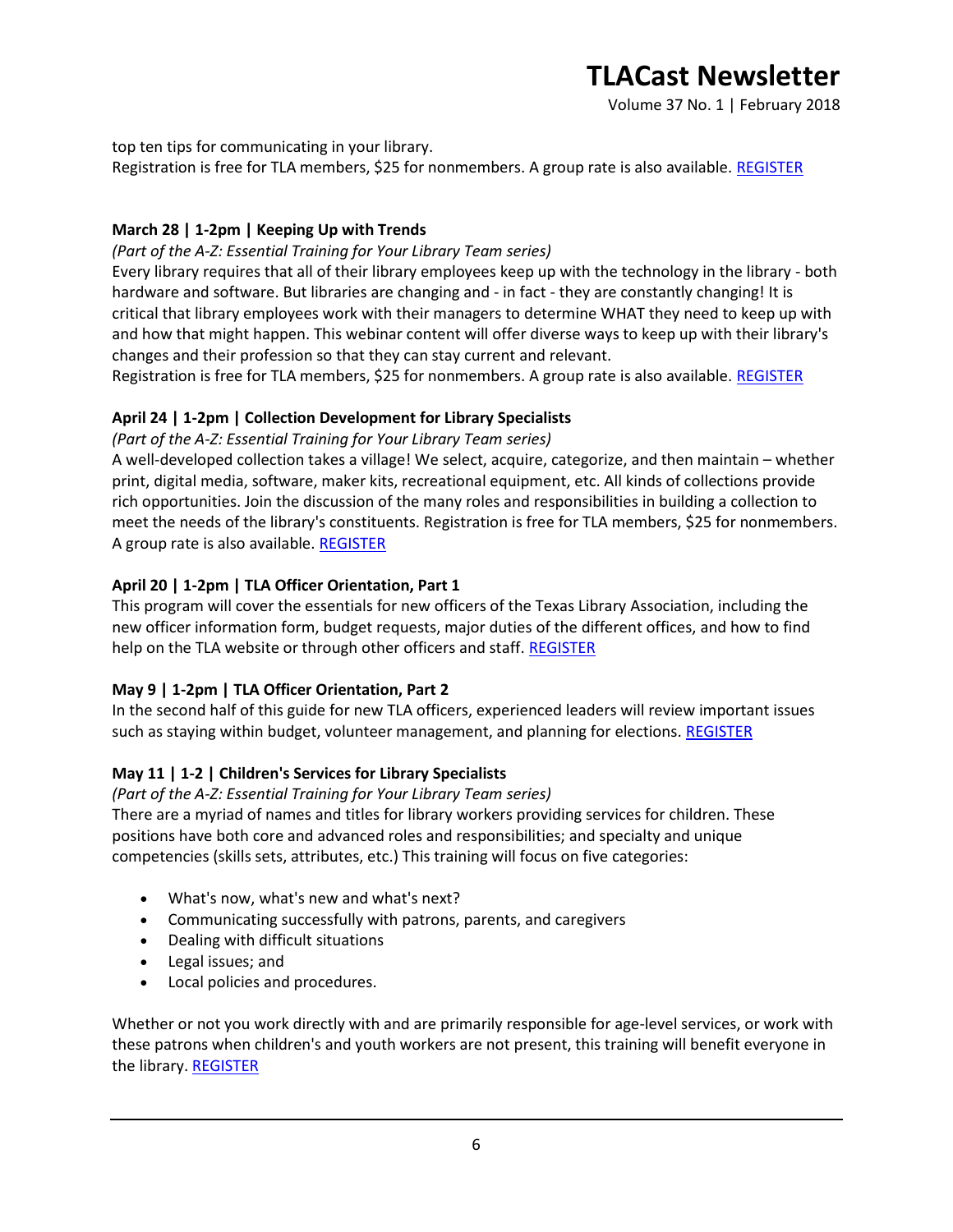top ten tips for communicating in your library.
Registration is free for TLA members, $25 for nonmembers. A group rate is also available. REGISTER

**March 28 | 1-2pm | Keeping Up with Trends**

*(Part of the A-Z: Essential Training for Your Library Team series)*

Every library requires that all of their library employees keep up with the technology in the library - both hardware and software. But libraries are changing and - in fact - they are constantly changing! It is critical that library employees work with their managers to determine WHAT they need to keep up with and how that might happen. This webinar content will offer diverse ways to keep up with their library's changes and their profession so that they can stay current and relevant.
Registration is free for TLA members, $25 for nonmembers. A group rate is also available. REGISTER

**April 24 | 1-2pm | Collection Development for Library Specialists**

*(Part of the A-Z: Essential Training for Your Library Team series)*

A well-developed collection takes a village! We select, acquire, categorize, and then maintain – whether print, digital media, software, maker kits, recreational equipment, etc. All kinds of collections provide rich opportunities. Join the discussion of the many roles and responsibilities in building a collection to meet the needs of the library's constituents. Registration is free for TLA members, $25 for nonmembers. A group rate is also available. REGISTER

**April 20 | 1-2pm | TLA Officer Orientation, Part 1**

This program will cover the essentials for new officers of the Texas Library Association, including the new officer information form, budget requests, major duties of the different offices, and how to find help on the TLA website or through other officers and staff. REGISTER

**May 9 | 1-2pm | TLA Officer Orientation, Part 2**

In the second half of this guide for new TLA officers, experienced leaders will review important issues such as staying within budget, volunteer management, and planning for elections. REGISTER

**May 11 | 1-2 | Children's Services for Library Specialists**

*(Part of the A-Z: Essential Training for Your Library Team series)*

There are a myriad of names and titles for library workers providing services for children. These positions have both core and advanced roles and responsibilities; and specialty and unique competencies (skills sets, attributes, etc.) This training will focus on five categories:

- What's now, what's new and what's next?
- Communicating successfully with patrons, parents, and caregivers
- Dealing with difficult situations
- Legal issues; and
- Local policies and procedures.

Whether or not you work directly with and are primarily responsible for age-level services, or work with these patrons when children's and youth workers are not present, this training will benefit everyone in the library. REGISTER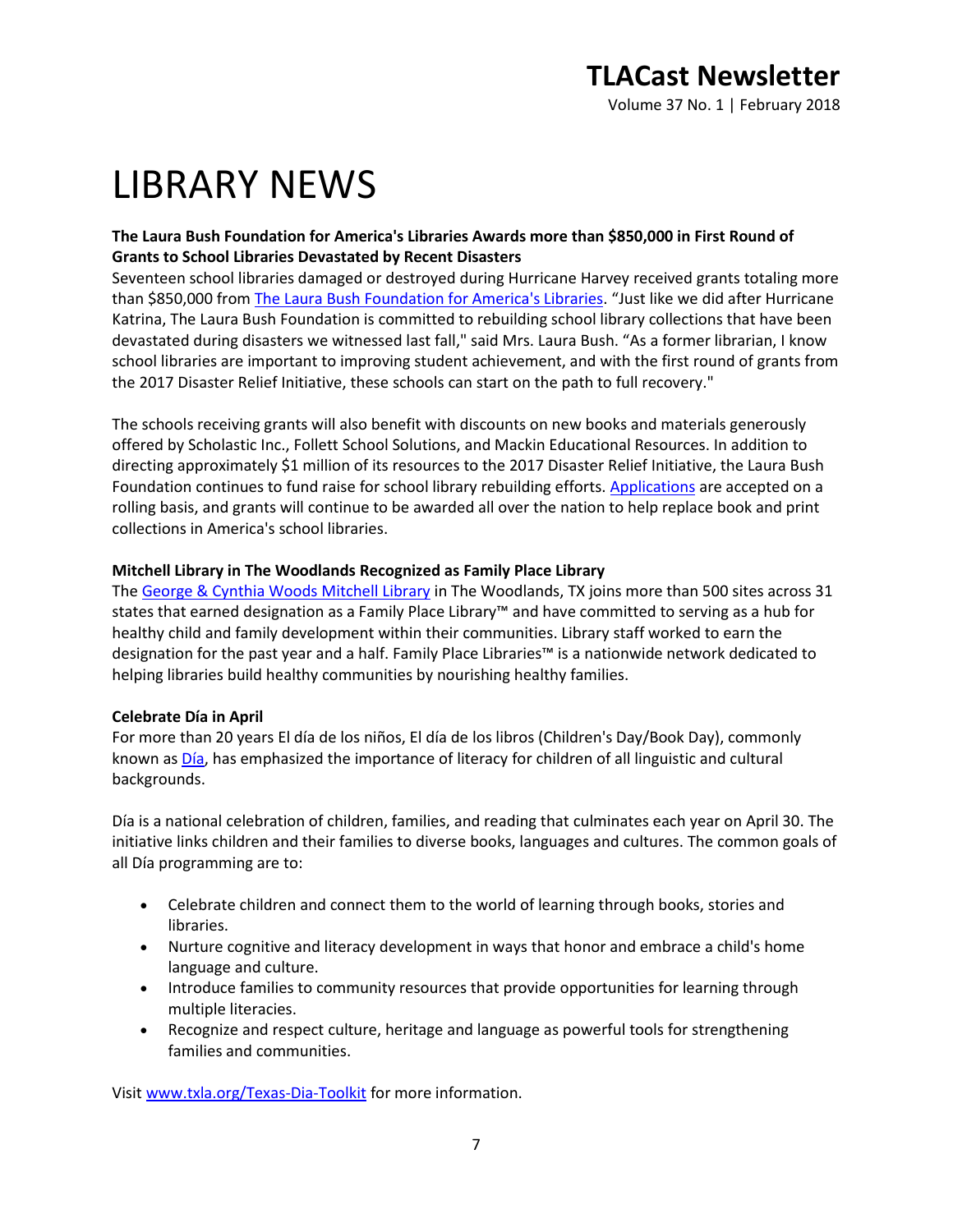# LIBRARY NEWS

**The Laura Bush Foundation for America's Libraries Awards more than $850,000 in First Round of Grants to School Libraries Devastated by Recent Disasters**

Seventeen school libraries damaged or destroyed during Hurricane Harvey received grants totaling more than $850,000 from The Laura Bush Foundation for America's Libraries. "Just like we did after Hurricane Katrina, The Laura Bush Foundation is committed to rebuilding school library collections that have been devastated during disasters we witnessed last fall," said Mrs. Laura Bush. "As a former librarian, I know school libraries are important to improving student achievement, and with the first round of grants from the 2017 Disaster Relief Initiative, these schools can start on the path to full recovery."

The schools receiving grants will also benefit with discounts on new books and materials generously offered by Scholastic Inc., Follett School Solutions, and Mackin Educational Resources. In addition to directing approximately $1 million of its resources to the 2017 Disaster Relief Initiative, the Laura Bush Foundation continues to fund raise for school library rebuilding efforts. Applications are accepted on a rolling basis, and grants will continue to be awarded all over the nation to help replace book and print collections in America's school libraries.

**Mitchell Library in The Woodlands Recognized as Family Place Library**

The George & Cynthia Woods Mitchell Library in The Woodlands, TX joins more than 500 sites across 31 states that earned designation as a Family Place Library™ and have committed to serving as a hub for healthy child and family development within their communities. Library staff worked to earn the designation for the past year and a half. Family Place Libraries™ is a nationwide network dedicated to helping libraries build healthy communities by nourishing healthy families.

**Celebrate Día in April**

For more than 20 years El día de los niños, El día de los libros (Children's Day/Book Day), commonly known as Día, has emphasized the importance of literacy for children of all linguistic and cultural backgrounds.

Día is a national celebration of children, families, and reading that culminates each year on April 30. The initiative links children and their families to diverse books, languages and cultures. The common goals of all Día programming are to:

- Celebrate children and connect them to the world of learning through books, stories and libraries.
- Nurture cognitive and literacy development in ways that honor and embrace a child's home language and culture.
- Introduce families to community resources that provide opportunities for learning through multiple literacies.
- Recognize and respect culture, heritage and language as powerful tools for strengthening families and communities.

Visit www.txla.org/Texas-Dia-Toolkit for more information.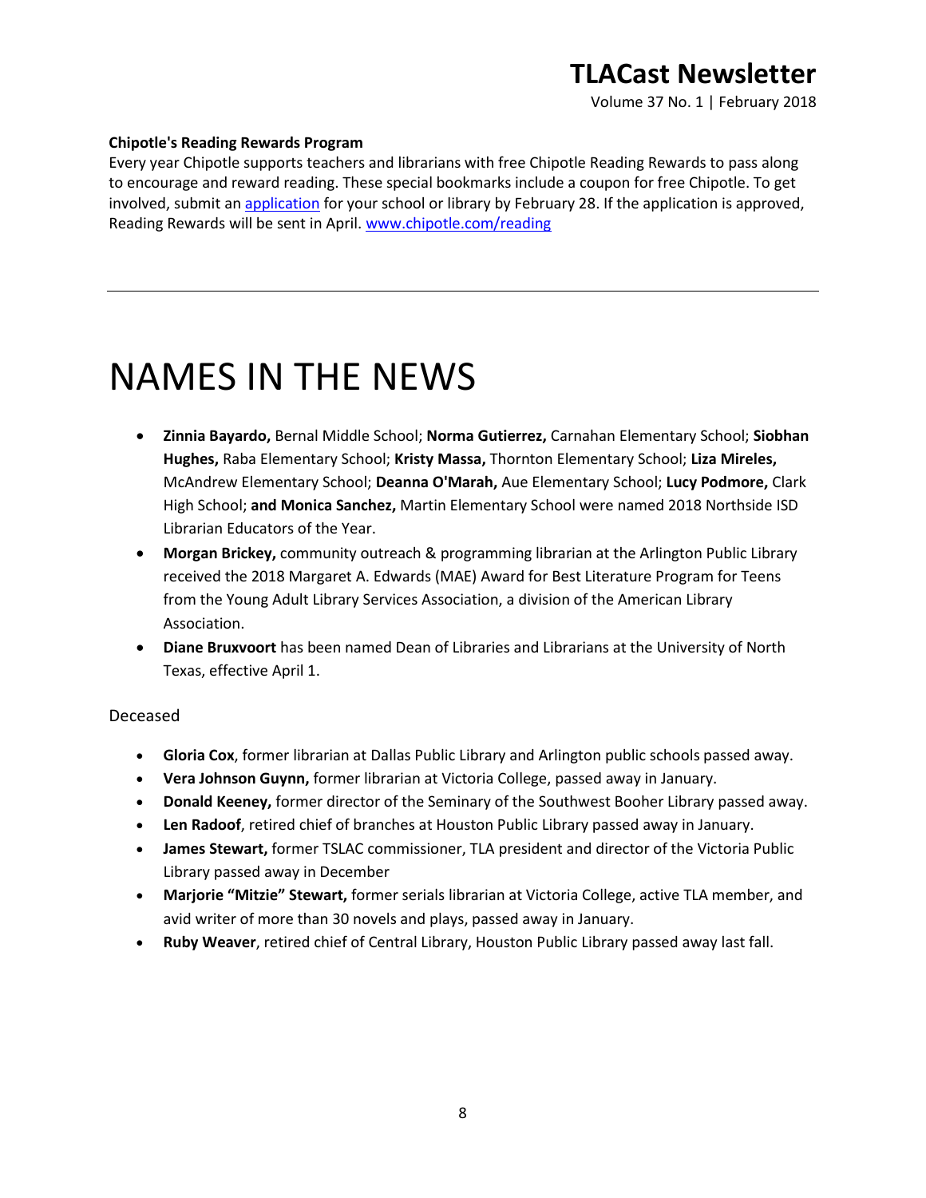**Chipotle's Reading Rewards Program**

Every year Chipotle supports teachers and librarians with free Chipotle Reading Rewards to pass along to encourage and reward reading. These special bookmarks include a coupon for free Chipotle. To get involved, submit an [application](application) for your school or library by February 28. If the application is approved, Reading Rewards will be sent in April. [www.chipotle.com/reading](www.chipotle.com/reading)

---

# NAMES IN THE NEWS

- **Zinnia Bayardo,** Bernal Middle School; **Norma Gutierrez,** Carnahan Elementary School; **Siobhan Hughes,** Raba Elementary School; **Kristy Massa,** Thornton Elementary School; **Liza Mireles,** McAndrew Elementary School; **Deanna O'Marah,** Aue Elementary School; **Lucy Podmore,** Clark High School; **and Monica Sanchez,** Martin Elementary School were named 2018 Northside ISD Librarian Educators of the Year.
- **Morgan Brickey,** community outreach & programming librarian at the Arlington Public Library received the 2018 Margaret A. Edwards (MAE) Award for Best Literature Program for Teens from the Young Adult Library Services Association, a division of the American Library Association.
- **Diane Bruxvoort** has been named Dean of Libraries and Librarians at the University of North Texas, effective April 1.

Deceased

- **Gloria Cox**, former librarian at Dallas Public Library and Arlington public schools passed away.
- **Vera Johnson Guynn,** former librarian at Victoria College, passed away in January.
- **Donald Keeney,** former director of the Seminary of the Southwest Booher Library passed away.
- **Len Radoof**, retired chief of branches at Houston Public Library passed away in January.
- **James Stewart,** former TSLAC commissioner, TLA president and director of the Victoria Public Library passed away in December
- **Marjorie "Mitzie" Stewart,** former serials librarian at Victoria College, active TLA member, and avid writer of more than 30 novels and plays, passed away in January.
- **Ruby Weaver**, retired chief of Central Library, Houston Public Library passed away last fall.